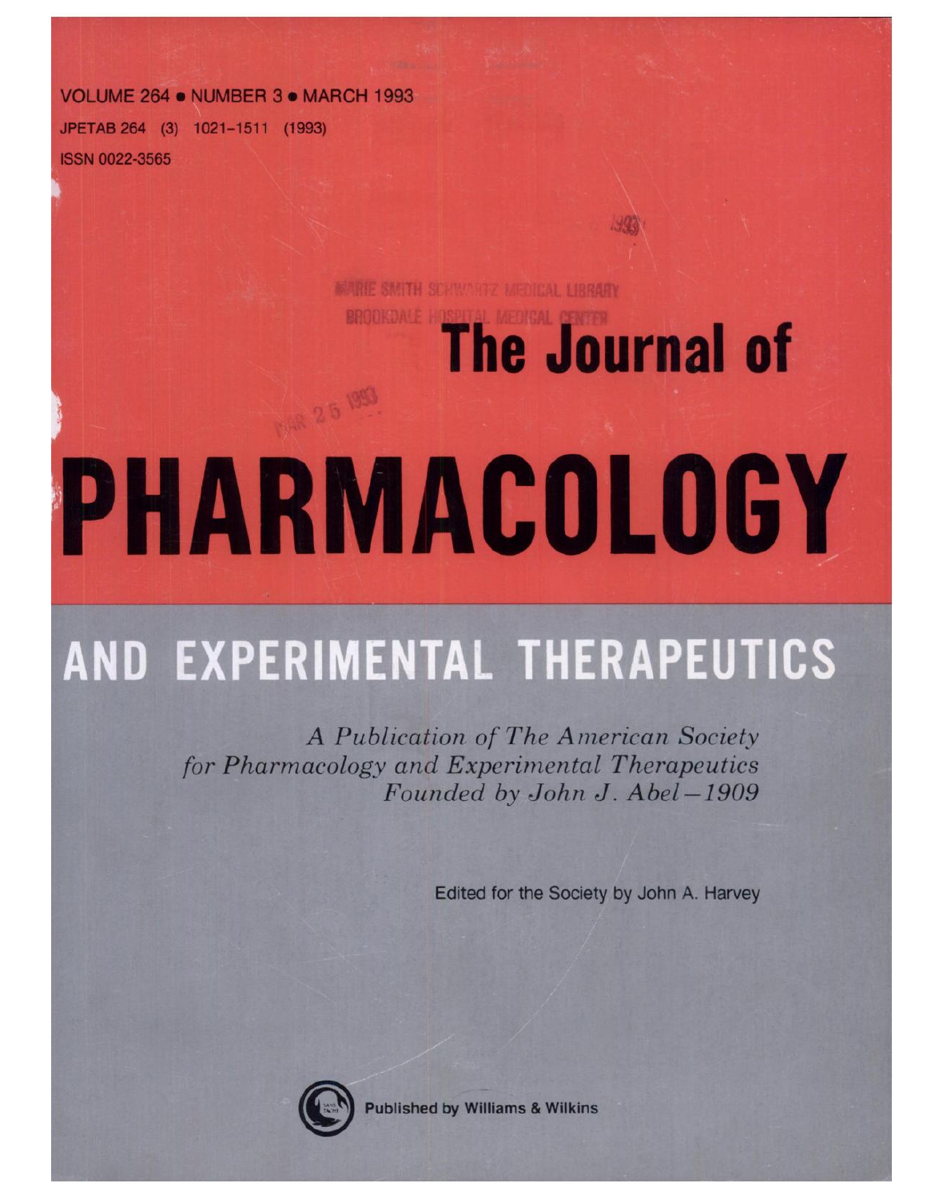VOLUME 264 • NUMBER 3 • MARCH 1993

JPETAB 264 (3) 1021–1511 (1993)

ISSN 0022-3565

MARIE SMITH SCHWARTZ MEDICAL LIBRARY
BROOKDALE HOSPITAL MEDICAL CENTER

MAR 25 1993

# The Journal of PHARMACOLOGY AND EXPERIMENTAL THERAPEUTICS

*A Publication of The American Society for Pharmacology and Experimental Therapeutics Founded by John J. Abel—1909*

Edited for the Society by John A. Harvey

Published by Williams & Wilkins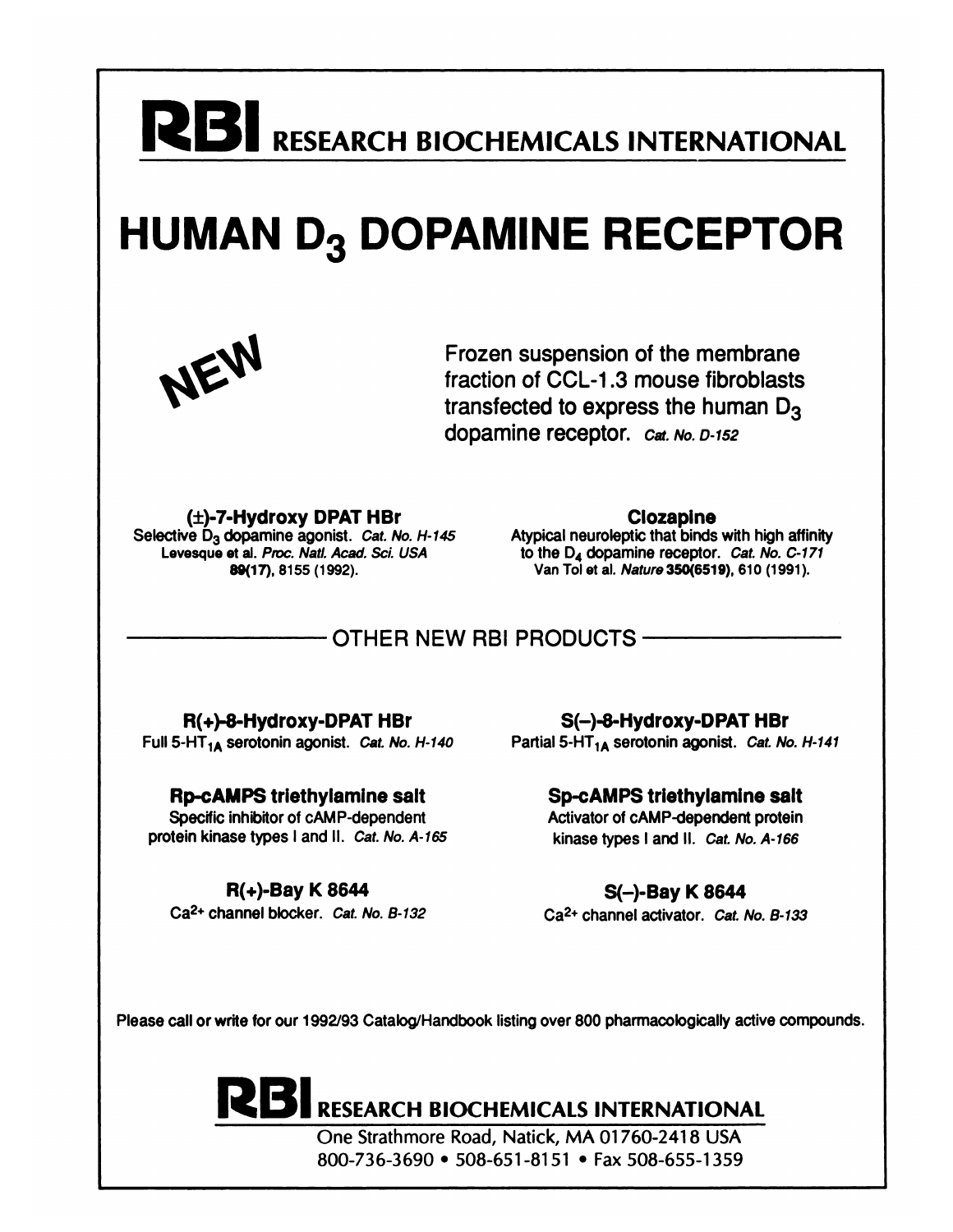# RBI RESEARCH BIOCHEMICALS INTERNATIONAL

# HUMAN $D_3$ DOPAMINE RECEPTOR

NEW

Frozen suspension of the membrane fraction of CCL-1.3 mouse fibroblasts transfected to express the human $D_3$ dopamine receptor. *Cat. No. D-152*

**(±)-7-Hydroxy DPAT HBr**
Selective $D_3$ dopamine agonist. *Cat. No. H-145*
Levesque et al. *Proc. Natl. Acad. Sci. USA* **89(17)**, 8155 (1992).

**Clozapine**
Atypical neuroleptic that binds with high affinity to the $D_4$ dopamine receptor. *Cat. No. C-171*
Van Tol et al. *Nature* **350(6519)**, 610 (1991).

## OTHER NEW RBI PRODUCTS

**R(+)-8-Hydroxy-DPAT HBr**
Full $5\text{-}HT_{1A}$ serotonin agonist. *Cat. No. H-140*

**S(−)-8-Hydroxy-DPAT HBr**
Partial $5\text{-}HT_{1A}$ serotonin agonist. *Cat. No. H-141*

**Rp-cAMPS triethylamine salt**
Specific inhibitor of cAMP-dependent protein kinase types I and II. *Cat. No. A-165*

**Sp-cAMPS triethylamine salt**
Activator of cAMP-dependent protein kinase types I and II. *Cat. No. A-166*

**R(+)-Bay K 8644**
$Ca^{2+}$ channel blocker. *Cat. No. B-132*

**S(−)-Bay K 8644**
$Ca^{2+}$ channel activator. *Cat. No. B-133*

Please call or write for our 1992/93 Catalog/Handbook listing over 800 pharmacologically active compounds.

**RBI RESEARCH BIOCHEMICALS INTERNATIONAL**
One Strathmore Road, Natick, MA 01760-2418 USA
800-736-3690 • 508-651-8151 • Fax 508-655-1359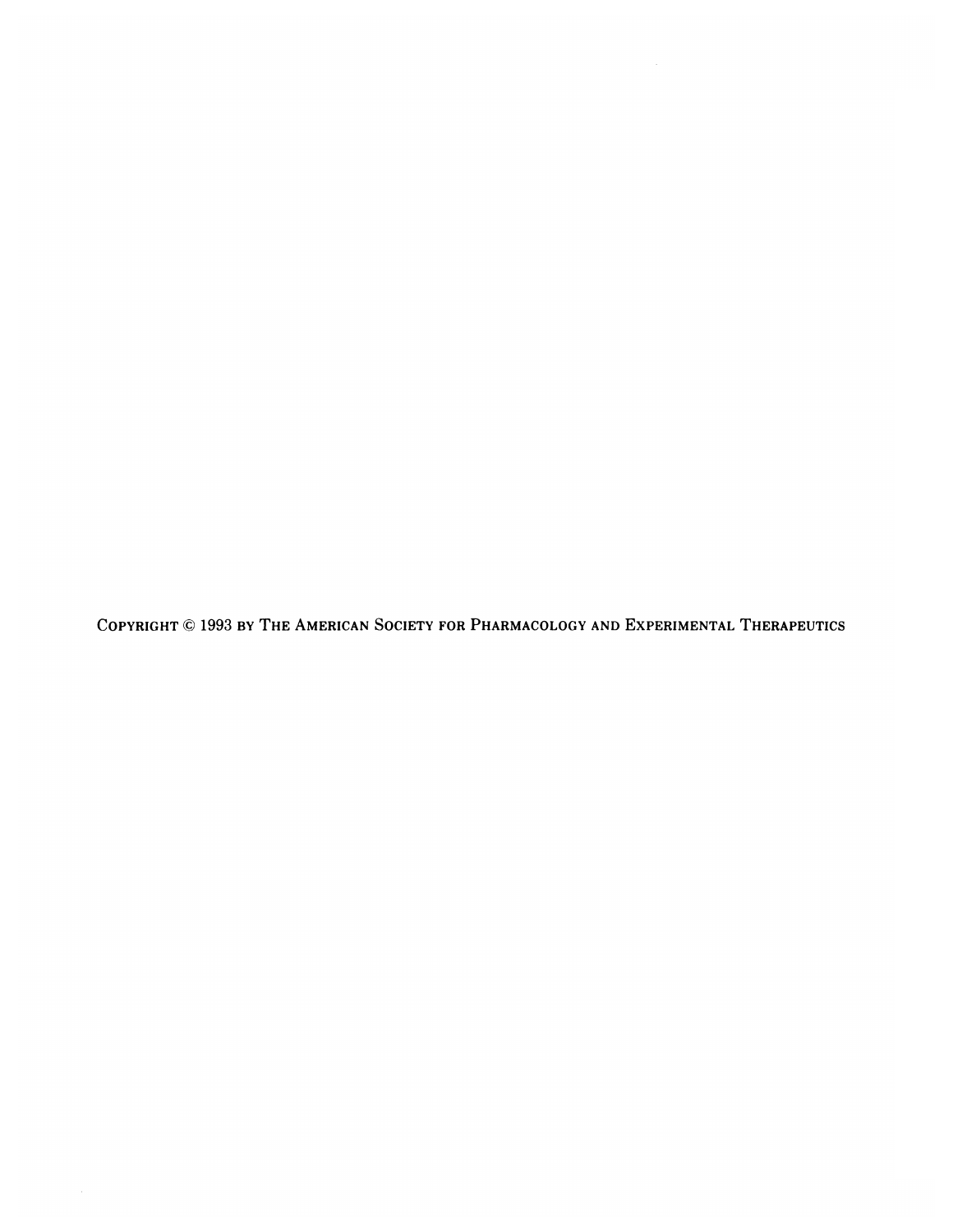COPYRIGHT © 1993 BY THE AMERICAN SOCIETY FOR PHARMACOLOGY AND EXPERIMENTAL THERAPEUTICS